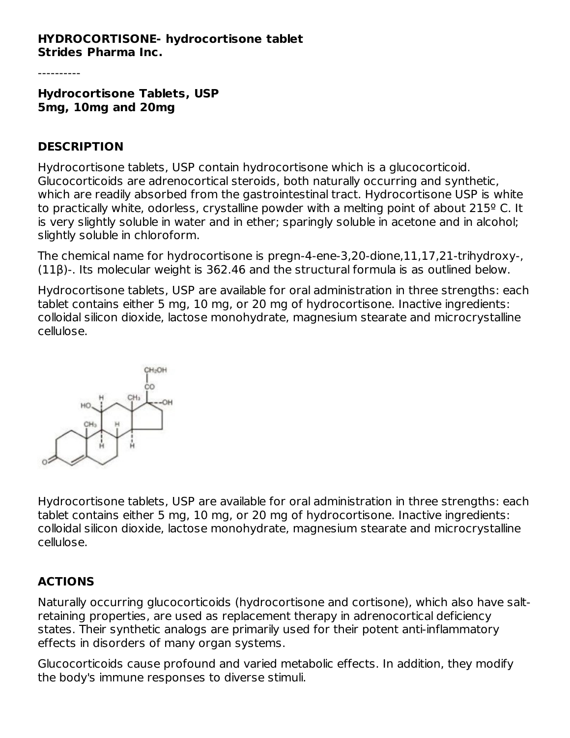**HYDROCORTISONE- hydrocortisone tablet**
**Strides Pharma Inc.**

----------

**Hydrocortisone Tablets, USP**
**5mg, 10mg and 20mg**

## DESCRIPTION

Hydrocortisone tablets, USP contain hydrocortisone which is a glucocorticoid. Glucocorticoids are adrenocortical steroids, both naturally occurring and synthetic, which are readily absorbed from the gastrointestinal tract. Hydrocortisone USP is white to practically white, odorless, crystalline powder with a melting point of about 215º C. It is very slightly soluble in water and in ether; sparingly soluble in acetone and in alcohol; slightly soluble in chloroform.

The chemical name for hydrocortisone is pregn-4-ene-3,20-dione,11,17,21-trihydroxy-, (11β)-. Its molecular weight is 362.46 and the structural formula is as outlined below.

Hydrocortisone tablets, USP are available for oral administration in three strengths: each tablet contains either 5 mg, 10 mg, or 20 mg of hydrocortisone. Inactive ingredients: colloidal silicon dioxide, lactose monohydrate, magnesium stearate and microcrystalline cellulose.

Hydrocortisone tablets, USP are available for oral administration in three strengths: each tablet contains either 5 mg, 10 mg, or 20 mg of hydrocortisone. Inactive ingredients: colloidal silicon dioxide, lactose monohydrate, magnesium stearate and microcrystalline cellulose.

## ACTIONS

Naturally occurring glucocorticoids (hydrocortisone and cortisone), which also have salt-retaining properties, are used as replacement therapy in adrenocortical deficiency states. Their synthetic analogs are primarily used for their potent anti-inflammatory effects in disorders of many organ systems.

Glucocorticoids cause profound and varied metabolic effects. In addition, they modify the body's immune responses to diverse stimuli.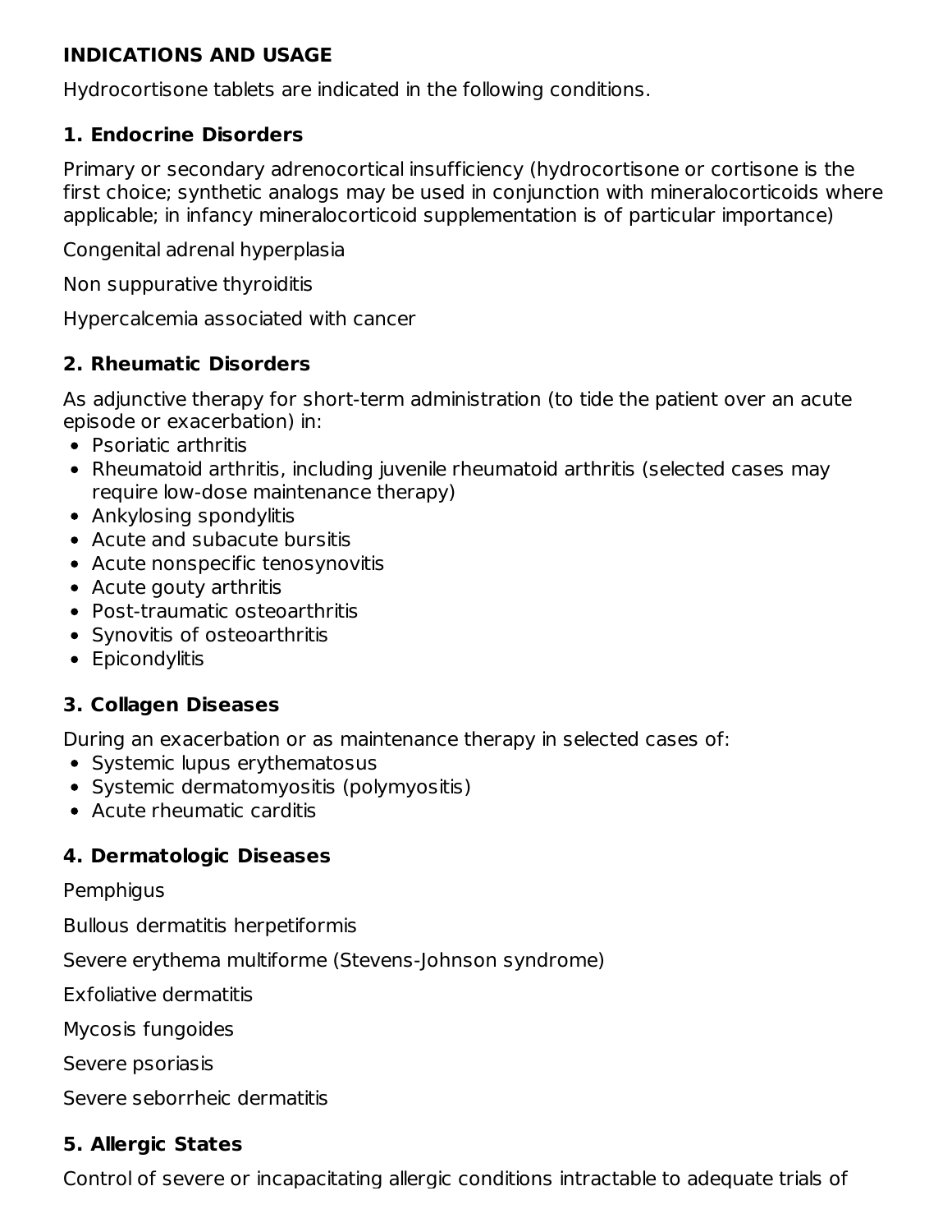## INDICATIONS AND USAGE

Hydrocortisone tablets are indicated in the following conditions.

### 1. Endocrine Disorders

Primary or secondary adrenocortical insufficiency (hydrocortisone or cortisone is the first choice; synthetic analogs may be used in conjunction with mineralocorticoids where applicable; in infancy mineralocorticoid supplementation is of particular importance)

Congenital adrenal hyperplasia

Non suppurative thyroiditis

Hypercalcemia associated with cancer

### 2. Rheumatic Disorders

As adjunctive therapy for short-term administration (to tide the patient over an acute episode or exacerbation) in:

- Psoriatic arthritis
- Rheumatoid arthritis, including juvenile rheumatoid arthritis (selected cases may require low-dose maintenance therapy)
- Ankylosing spondylitis
- Acute and subacute bursitis
- Acute nonspecific tenosynovitis
- Acute gouty arthritis
- Post-traumatic osteoarthritis
- Synovitis of osteoarthritis
- Epicondylitis

### 3. Collagen Diseases

During an exacerbation or as maintenance therapy in selected cases of:

- Systemic lupus erythematosus
- Systemic dermatomyositis (polymyositis)
- Acute rheumatic carditis

### 4. Dermatologic Diseases

Pemphigus

Bullous dermatitis herpetiformis

Severe erythema multiforme (Stevens-Johnson syndrome)

Exfoliative dermatitis

Mycosis fungoides

Severe psoriasis

Severe seborrheic dermatitis

### 5. Allergic States

Control of severe or incapacitating allergic conditions intractable to adequate trials of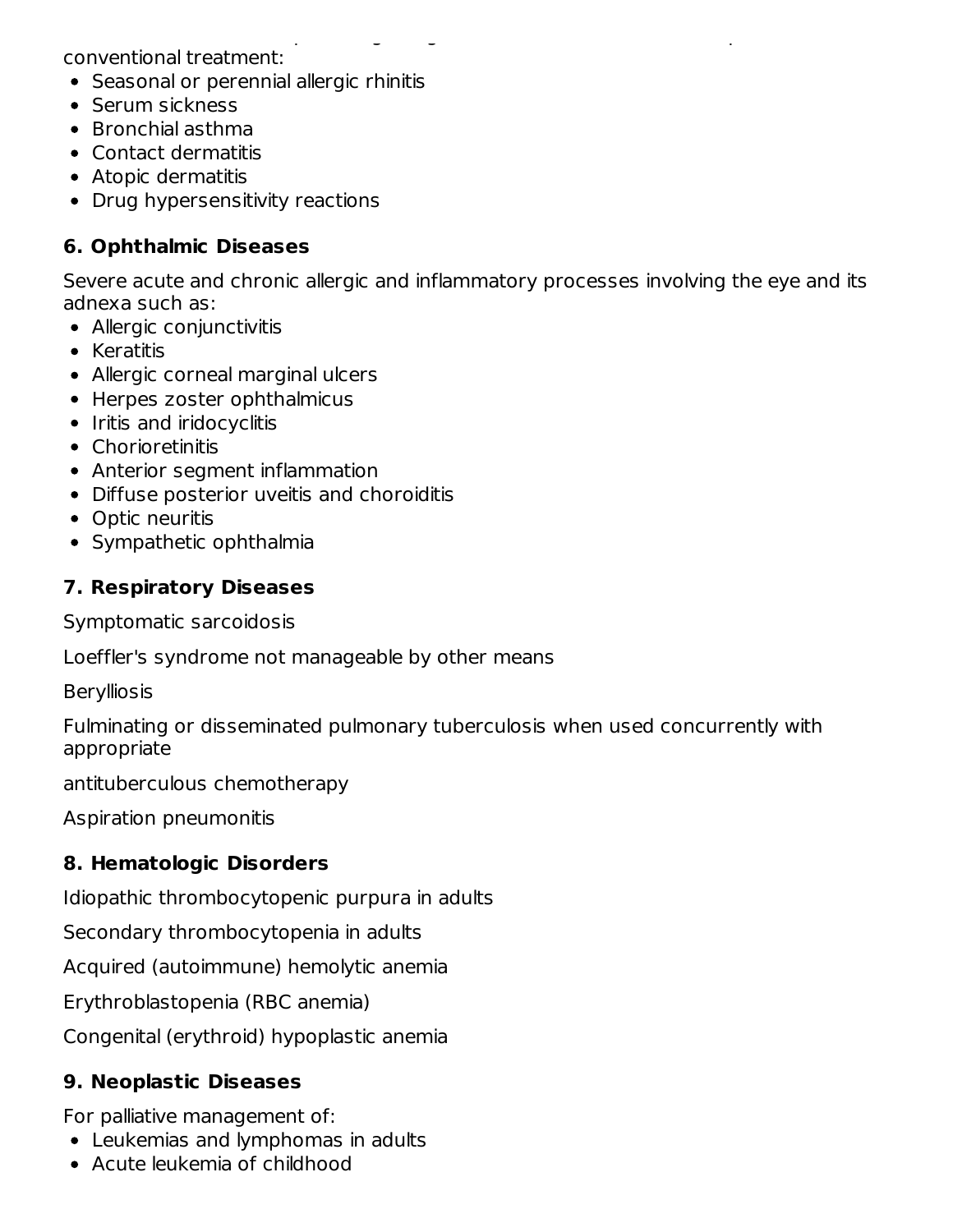conventional treatment:

- Seasonal or perennial allergic rhinitis
- Serum sickness
- Bronchial asthma
- Contact dermatitis
- Atopic dermatitis
- Drug hypersensitivity reactions

### 6. Ophthalmic Diseases

Severe acute and chronic allergic and inflammatory processes involving the eye and its adnexa such as:

- Allergic conjunctivitis
- Keratitis
- Allergic corneal marginal ulcers
- Herpes zoster ophthalmicus
- Iritis and iridocyclitis
- Chorioretinitis
- Anterior segment inflammation
- Diffuse posterior uveitis and choroiditis
- Optic neuritis
- Sympathetic ophthalmia

### 7. Respiratory Diseases

Symptomatic sarcoidosis

Loeffler's syndrome not manageable by other means

Berylliosis

Fulminating or disseminated pulmonary tuberculosis when used concurrently with appropriate

antituberculous chemotherapy

Aspiration pneumonitis

### 8. Hematologic Disorders

Idiopathic thrombocytopenic purpura in adults

Secondary thrombocytopenia in adults

Acquired (autoimmune) hemolytic anemia

Erythroblastopenia (RBC anemia)

Congenital (erythroid) hypoplastic anemia

### 9. Neoplastic Diseases

For palliative management of:

- Leukemias and lymphomas in adults
- Acute leukemia of childhood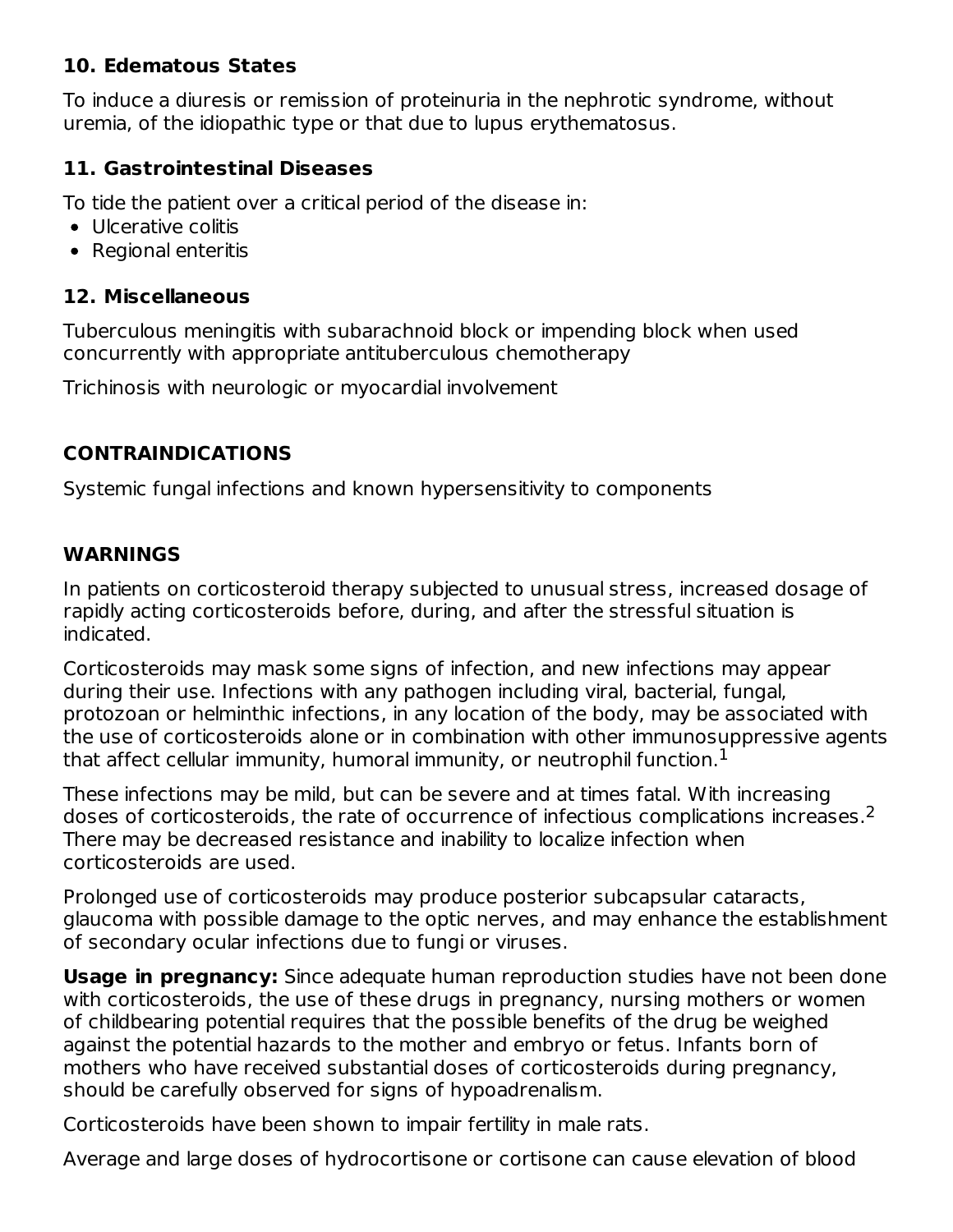### 10. Edematous States

To induce a diuresis or remission of proteinuria in the nephrotic syndrome, without uremia, of the idiopathic type or that due to lupus erythematosus.

### 11. Gastrointestinal Diseases

To tide the patient over a critical period of the disease in:

- Ulcerative colitis
- Regional enteritis

### 12. Miscellaneous

Tuberculous meningitis with subarachnoid block or impending block when used concurrently with appropriate antituberculous chemotherapy

Trichinosis with neurologic or myocardial involvement

## CONTRAINDICATIONS

Systemic fungal infections and known hypersensitivity to components

## WARNINGS

In patients on corticosteroid therapy subjected to unusual stress, increased dosage of rapidly acting corticosteroids before, during, and after the stressful situation is indicated.

Corticosteroids may mask some signs of infection, and new infections may appear during their use. Infections with any pathogen including viral, bacterial, fungal, protozoan or helminthic infections, in any location of the body, may be associated with the use of corticosteroids alone or in combination with other immunosuppressive agents that affect cellular immunity, humoral immunity, or neutrophil function.[1]

These infections may be mild, but can be severe and at times fatal. With increasing doses of corticosteroids, the rate of occurrence of infectious complications increases.[2] There may be decreased resistance and inability to localize infection when corticosteroids are used.

Prolonged use of corticosteroids may produce posterior subcapsular cataracts, glaucoma with possible damage to the optic nerves, and may enhance the establishment of secondary ocular infections due to fungi or viruses.

**Usage in pregnancy:** Since adequate human reproduction studies have not been done with corticosteroids, the use of these drugs in pregnancy, nursing mothers or women of childbearing potential requires that the possible benefits of the drug be weighed against the potential hazards to the mother and embryo or fetus. Infants born of mothers who have received substantial doses of corticosteroids during pregnancy, should be carefully observed for signs of hypoadrenalism.

Corticosteroids have been shown to impair fertility in male rats.

Average and large doses of hydrocortisone or cortisone can cause elevation of blood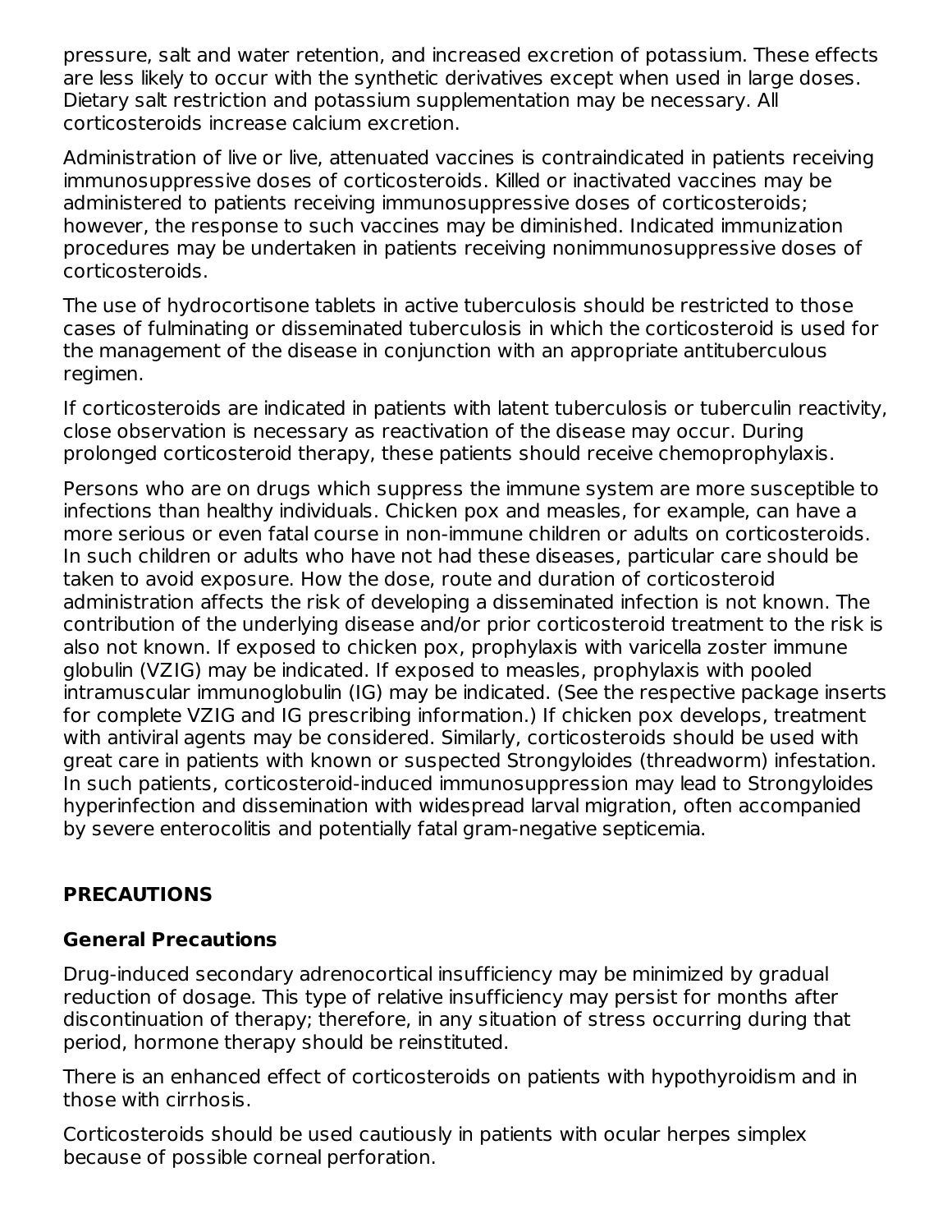pressure, salt and water retention, and increased excretion of potassium. These effects are less likely to occur with the synthetic derivatives except when used in large doses. Dietary salt restriction and potassium supplementation may be necessary. All corticosteroids increase calcium excretion.

Administration of live or live, attenuated vaccines is contraindicated in patients receiving immunosuppressive doses of corticosteroids. Killed or inactivated vaccines may be administered to patients receiving immunosuppressive doses of corticosteroids; however, the response to such vaccines may be diminished. Indicated immunization procedures may be undertaken in patients receiving nonimmunosuppressive doses of corticosteroids.

The use of hydrocortisone tablets in active tuberculosis should be restricted to those cases of fulminating or disseminated tuberculosis in which the corticosteroid is used for the management of the disease in conjunction with an appropriate antituberculous regimen.

If corticosteroids are indicated in patients with latent tuberculosis or tuberculin reactivity, close observation is necessary as reactivation of the disease may occur. During prolonged corticosteroid therapy, these patients should receive chemoprophylaxis.

Persons who are on drugs which suppress the immune system are more susceptible to infections than healthy individuals. Chicken pox and measles, for example, can have a more serious or even fatal course in non-immune children or adults on corticosteroids. In such children or adults who have not had these diseases, particular care should be taken to avoid exposure. How the dose, route and duration of corticosteroid administration affects the risk of developing a disseminated infection is not known. The contribution of the underlying disease and/or prior corticosteroid treatment to the risk is also not known. If exposed to chicken pox, prophylaxis with varicella zoster immune globulin (VZIG) may be indicated. If exposed to measles, prophylaxis with pooled intramuscular immunoglobulin (IG) may be indicated. (See the respective package inserts for complete VZIG and IG prescribing information.) If chicken pox develops, treatment with antiviral agents may be considered. Similarly, corticosteroids should be used with great care in patients with known or suspected Strongyloides (threadworm) infestation. In such patients, corticosteroid-induced immunosuppression may lead to Strongyloides hyperinfection and dissemination with widespread larval migration, often accompanied by severe enterocolitis and potentially fatal gram-negative septicemia.

## PRECAUTIONS

### General Precautions

Drug-induced secondary adrenocortical insufficiency may be minimized by gradual reduction of dosage. This type of relative insufficiency may persist for months after discontinuation of therapy; therefore, in any situation of stress occurring during that period, hormone therapy should be reinstituted.

There is an enhanced effect of corticosteroids on patients with hypothyroidism and in those with cirrhosis.

Corticosteroids should be used cautiously in patients with ocular herpes simplex because of possible corneal perforation.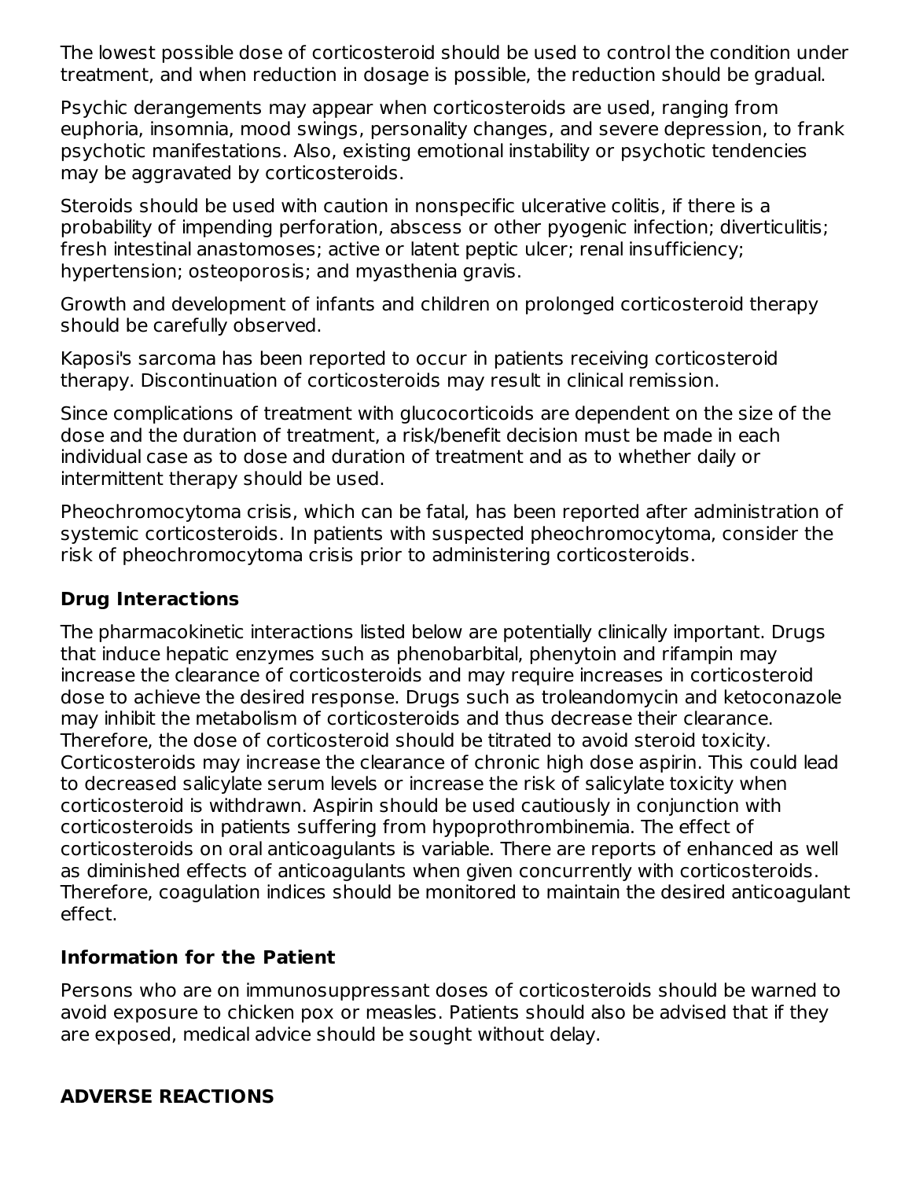The lowest possible dose of corticosteroid should be used to control the condition under treatment, and when reduction in dosage is possible, the reduction should be gradual.

Psychic derangements may appear when corticosteroids are used, ranging from euphoria, insomnia, mood swings, personality changes, and severe depression, to frank psychotic manifestations. Also, existing emotional instability or psychotic tendencies may be aggravated by corticosteroids.

Steroids should be used with caution in nonspecific ulcerative colitis, if there is a probability of impending perforation, abscess or other pyogenic infection; diverticulitis; fresh intestinal anastomoses; active or latent peptic ulcer; renal insufficiency; hypertension; osteoporosis; and myasthenia gravis.

Growth and development of infants and children on prolonged corticosteroid therapy should be carefully observed.

Kaposi's sarcoma has been reported to occur in patients receiving corticosteroid therapy. Discontinuation of corticosteroids may result in clinical remission.

Since complications of treatment with glucocorticoids are dependent on the size of the dose and the duration of treatment, a risk/benefit decision must be made in each individual case as to dose and duration of treatment and as to whether daily or intermittent therapy should be used.

Pheochromocytoma crisis, which can be fatal, has been reported after administration of systemic corticosteroids. In patients with suspected pheochromocytoma, consider the risk of pheochromocytoma crisis prior to administering corticosteroids.

### Drug Interactions

The pharmacokinetic interactions listed below are potentially clinically important. Drugs that induce hepatic enzymes such as phenobarbital, phenytoin and rifampin may increase the clearance of corticosteroids and may require increases in corticosteroid dose to achieve the desired response. Drugs such as troleandomycin and ketoconazole may inhibit the metabolism of corticosteroids and thus decrease their clearance. Therefore, the dose of corticosteroid should be titrated to avoid steroid toxicity. Corticosteroids may increase the clearance of chronic high dose aspirin. This could lead to decreased salicylate serum levels or increase the risk of salicylate toxicity when corticosteroid is withdrawn. Aspirin should be used cautiously in conjunction with corticosteroids in patients suffering from hypoprothrombinemia. The effect of corticosteroids on oral anticoagulants is variable. There are reports of enhanced as well as diminished effects of anticoagulants when given concurrently with corticosteroids. Therefore, coagulation indices should be monitored to maintain the desired anticoagulant effect.

### Information for the Patient

Persons who are on immunosuppressant doses of corticosteroids should be warned to avoid exposure to chicken pox or measles. Patients should also be advised that if they are exposed, medical advice should be sought without delay.

## ADVERSE REACTIONS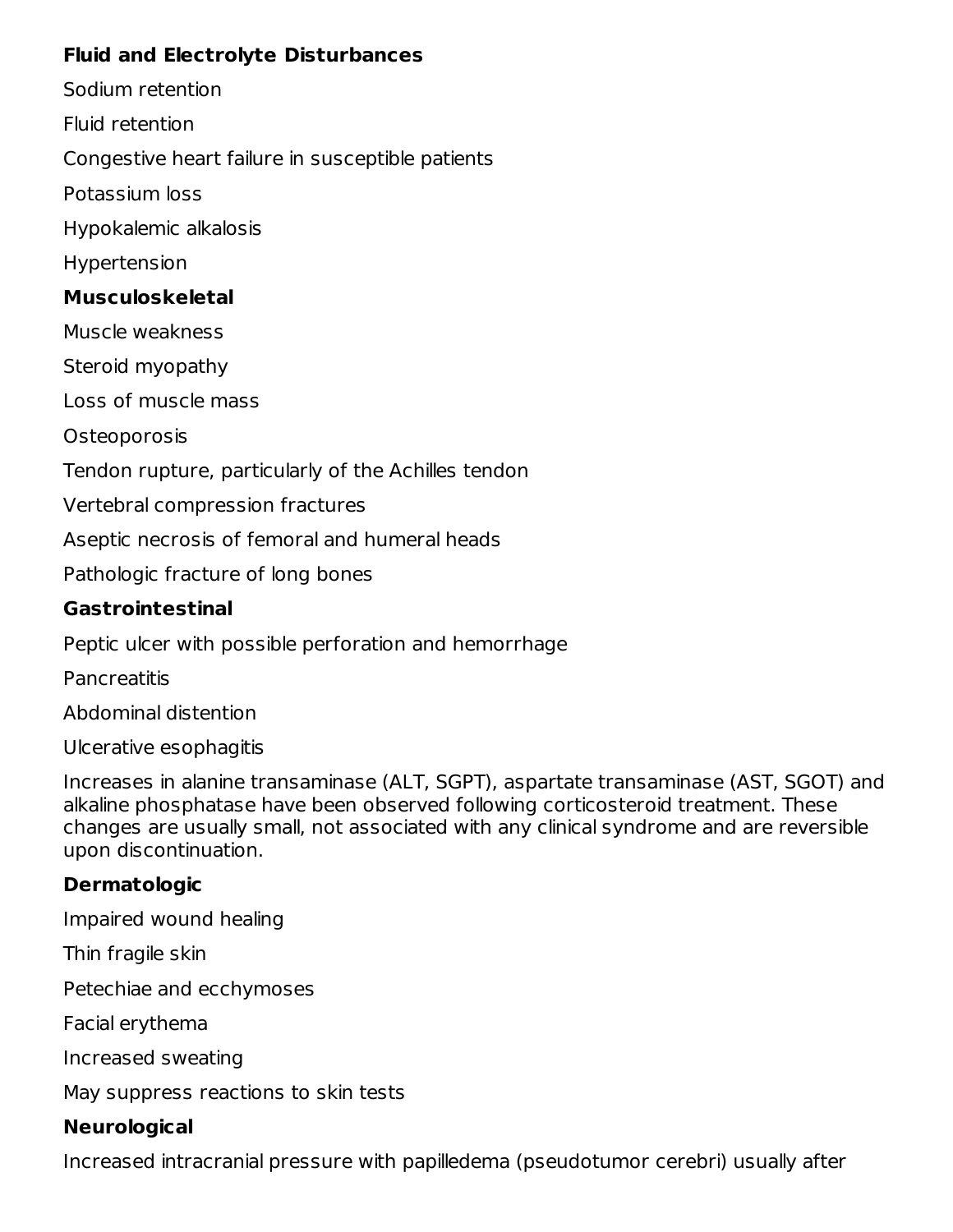**Fluid and Electrolyte Disturbances**

Sodium retention

Fluid retention

Congestive heart failure in susceptible patients

Potassium loss

Hypokalemic alkalosis

Hypertension

**Musculoskeletal**

Muscle weakness

Steroid myopathy

Loss of muscle mass

Osteoporosis

Tendon rupture, particularly of the Achilles tendon

Vertebral compression fractures

Aseptic necrosis of femoral and humeral heads

Pathologic fracture of long bones

**Gastrointestinal**

Peptic ulcer with possible perforation and hemorrhage

Pancreatitis

Abdominal distention

Ulcerative esophagitis

Increases in alanine transaminase (ALT, SGPT), aspartate transaminase (AST, SGOT) and alkaline phosphatase have been observed following corticosteroid treatment. These changes are usually small, not associated with any clinical syndrome and are reversible upon discontinuation.

**Dermatologic**

Impaired wound healing

Thin fragile skin

Petechiae and ecchymoses

Facial erythema

Increased sweating

May suppress reactions to skin tests

**Neurological**

Increased intracranial pressure with papilledema (pseudotumor cerebri) usually after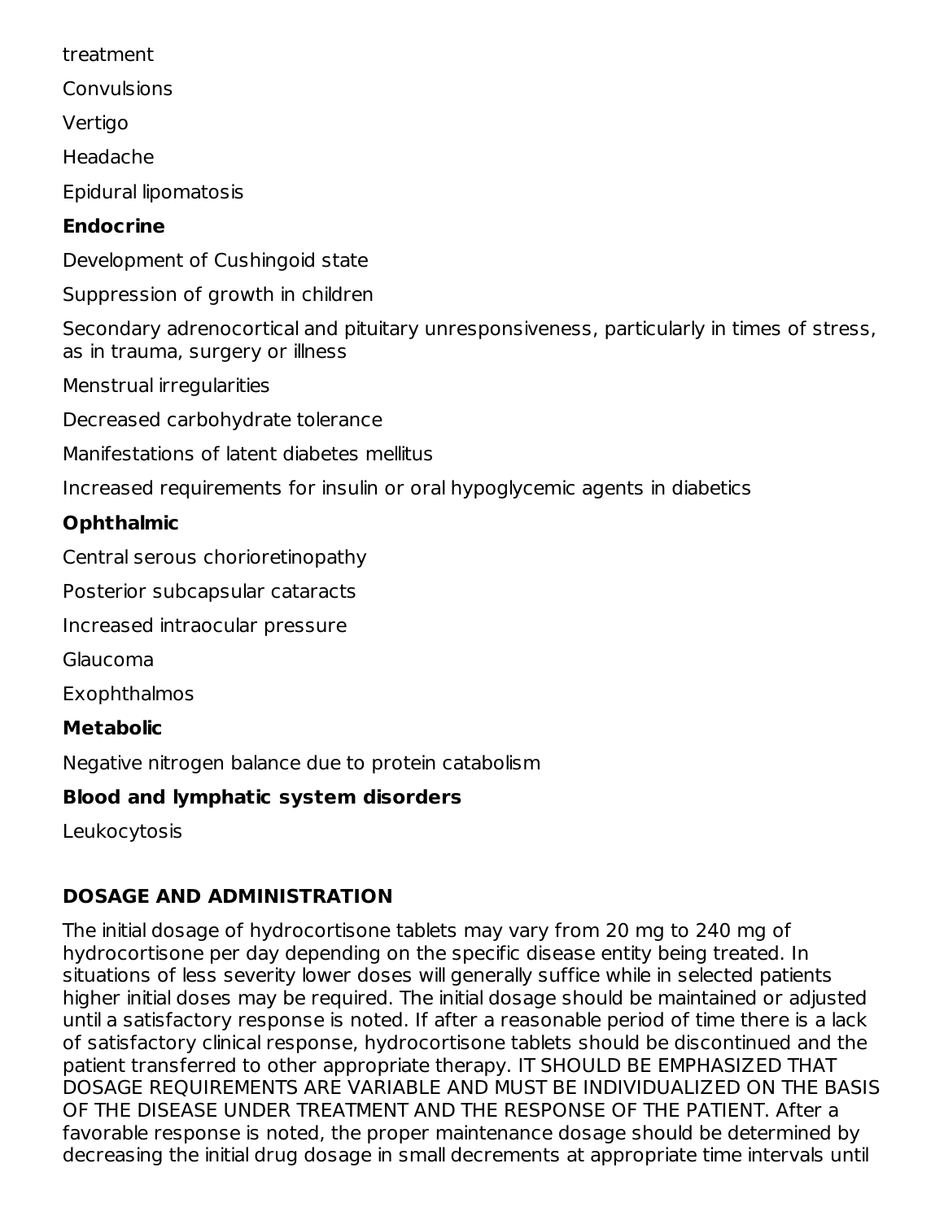treatment

Convulsions

Vertigo

Headache

Epidural lipomatosis

**Endocrine**

Development of Cushingoid state

Suppression of growth in children

Secondary adrenocortical and pituitary unresponsiveness, particularly in times of stress, as in trauma, surgery or illness

Menstrual irregularities

Decreased carbohydrate tolerance

Manifestations of latent diabetes mellitus

Increased requirements for insulin or oral hypoglycemic agents in diabetics

**Ophthalmic**

Central serous chorioretinopathy

Posterior subcapsular cataracts

Increased intraocular pressure

Glaucoma

Exophthalmos

**Metabolic**

Negative nitrogen balance due to protein catabolism

**Blood and lymphatic system disorders**

Leukocytosis

## DOSAGE AND ADMINISTRATION

The initial dosage of hydrocortisone tablets may vary from 20 mg to 240 mg of hydrocortisone per day depending on the specific disease entity being treated. In situations of less severity lower doses will generally suffice while in selected patients higher initial doses may be required. The initial dosage should be maintained or adjusted until a satisfactory response is noted. If after a reasonable period of time there is a lack of satisfactory clinical response, hydrocortisone tablets should be discontinued and the patient transferred to other appropriate therapy. IT SHOULD BE EMPHASIZED THAT DOSAGE REQUIREMENTS ARE VARIABLE AND MUST BE INDIVIDUALIZED ON THE BASIS OF THE DISEASE UNDER TREATMENT AND THE RESPONSE OF THE PATIENT. After a favorable response is noted, the proper maintenance dosage should be determined by decreasing the initial drug dosage in small decrements at appropriate time intervals until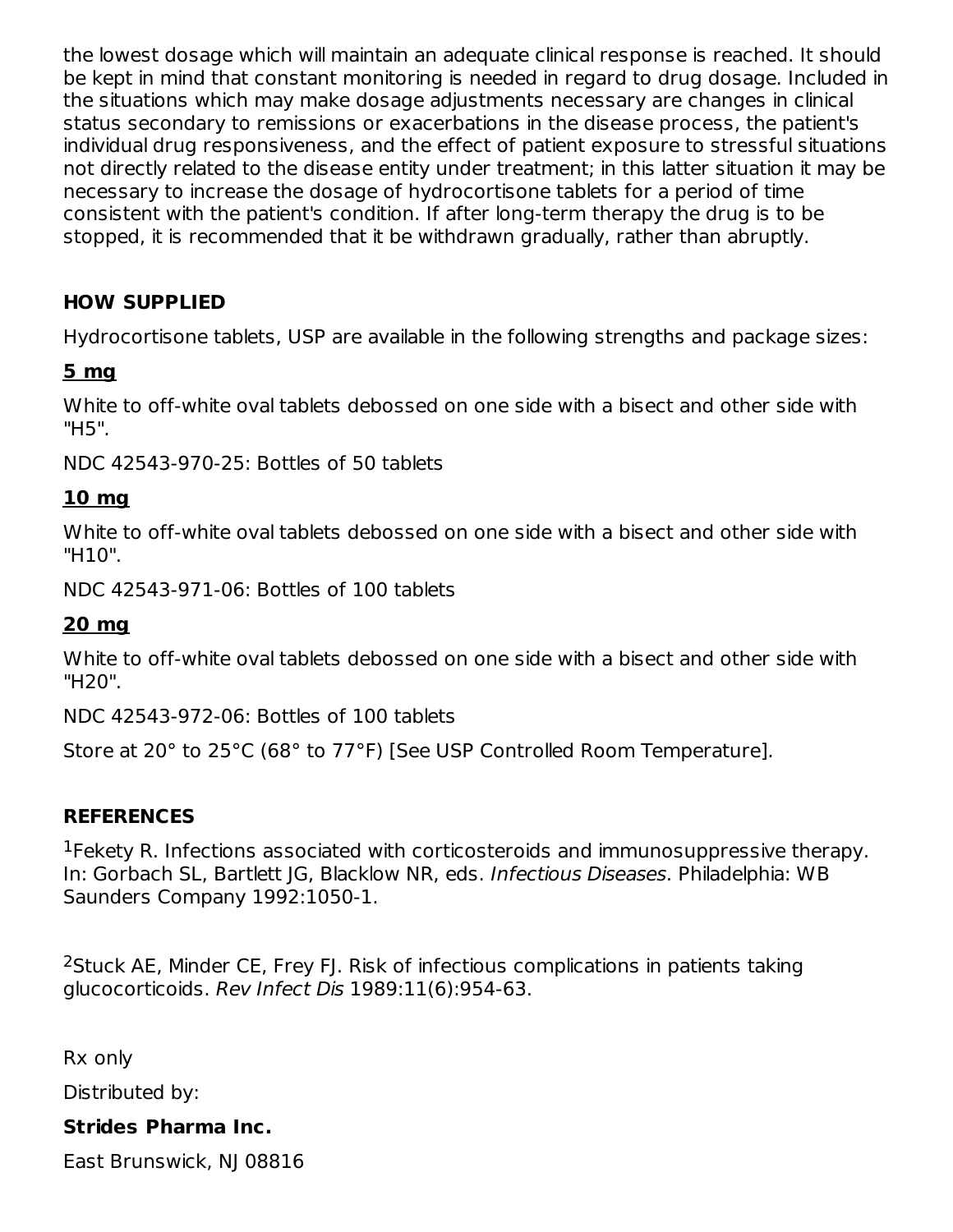the lowest dosage which will maintain an adequate clinical response is reached. It should be kept in mind that constant monitoring is needed in regard to drug dosage. Included in the situations which may make dosage adjustments necessary are changes in clinical status secondary to remissions or exacerbations in the disease process, the patient's individual drug responsiveness, and the effect of patient exposure to stressful situations not directly related to the disease entity under treatment; in this latter situation it may be necessary to increase the dosage of hydrocortisone tablets for a period of time consistent with the patient's condition. If after long-term therapy the drug is to be stopped, it is recommended that it be withdrawn gradually, rather than abruptly.

## HOW SUPPLIED

Hydrocortisone tablets, USP are available in the following strengths and package sizes:

**5 mg**

White to off-white oval tablets debossed on one side with a bisect and other side with "H5".

NDC 42543-970-25: Bottles of 50 tablets

**10 mg**

White to off-white oval tablets debossed on one side with a bisect and other side with "H10".

NDC 42543-971-06: Bottles of 100 tablets

**20 mg**

White to off-white oval tablets debossed on one side with a bisect and other side with "H20".

NDC 42543-972-06: Bottles of 100 tablets

Store at 20° to 25°C (68° to 77°F) [See USP Controlled Room Temperature].

## REFERENCES

[1]Fekety R. Infections associated with corticosteroids and immunosuppressive therapy. In: Gorbach SL, Bartlett JG, Blacklow NR, eds. *Infectious Diseases*. Philadelphia: WB Saunders Company 1992:1050-1.

[2]Stuck AE, Minder CE, Frey FJ. Risk of infectious complications in patients taking glucocorticoids. *Rev Infect Dis* 1989:11(6):954-63.

Rx only

Distributed by:

**Strides Pharma Inc.**

East Brunswick, NJ 08816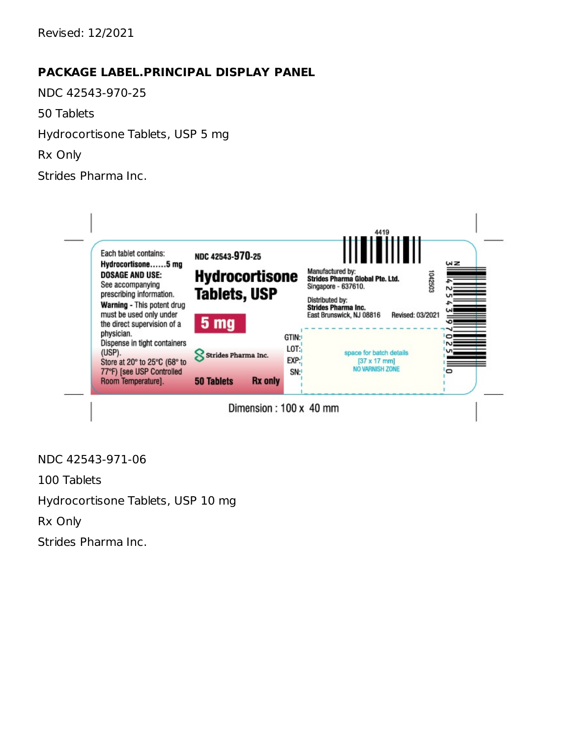Revised: 12/2021

## PACKAGE LABEL.PRINCIPAL DISPLAY PANEL

NDC 42543-970-25

50 Tablets

Hydrocortisone Tablets, USP 5 mg

Rx Only

Strides Pharma Inc.

Each tablet contains:
**Hydrocortisone......5 mg**
**DOSAGE AND USE:**
See accompanying prescribing information.
**Warning** - This potent drug must be used only under the direct supervision of a physician.
Dispense in tight containers (USP).
Store at 20° to 25°C (68° to 77°F) [see USP Controlled Room Temperature].

NDC 42543-970-25

**Hydrocortisone Tablets, USP**

**5 mg**

Strides Pharma Inc.

**50 Tablets** **Rx only**

Manufactured by:
**Strides Pharma Global Pte. Ltd.**
Singapore - 637610.

Distributed by:
**Strides Pharma Inc.**
East Brunswick, NJ 08816 Revised: 03/2021

GTIN:
LOT:
EXP:
SN:

space for batch details
[37 x 17 mm]
NO VARNISH ZONE

4419

1042503

N 3 42543 97025 0

Dimension : 100 x 40 mm

NDC 42543-971-06

100 Tablets

Hydrocortisone Tablets, USP 10 mg

Rx Only

Strides Pharma Inc.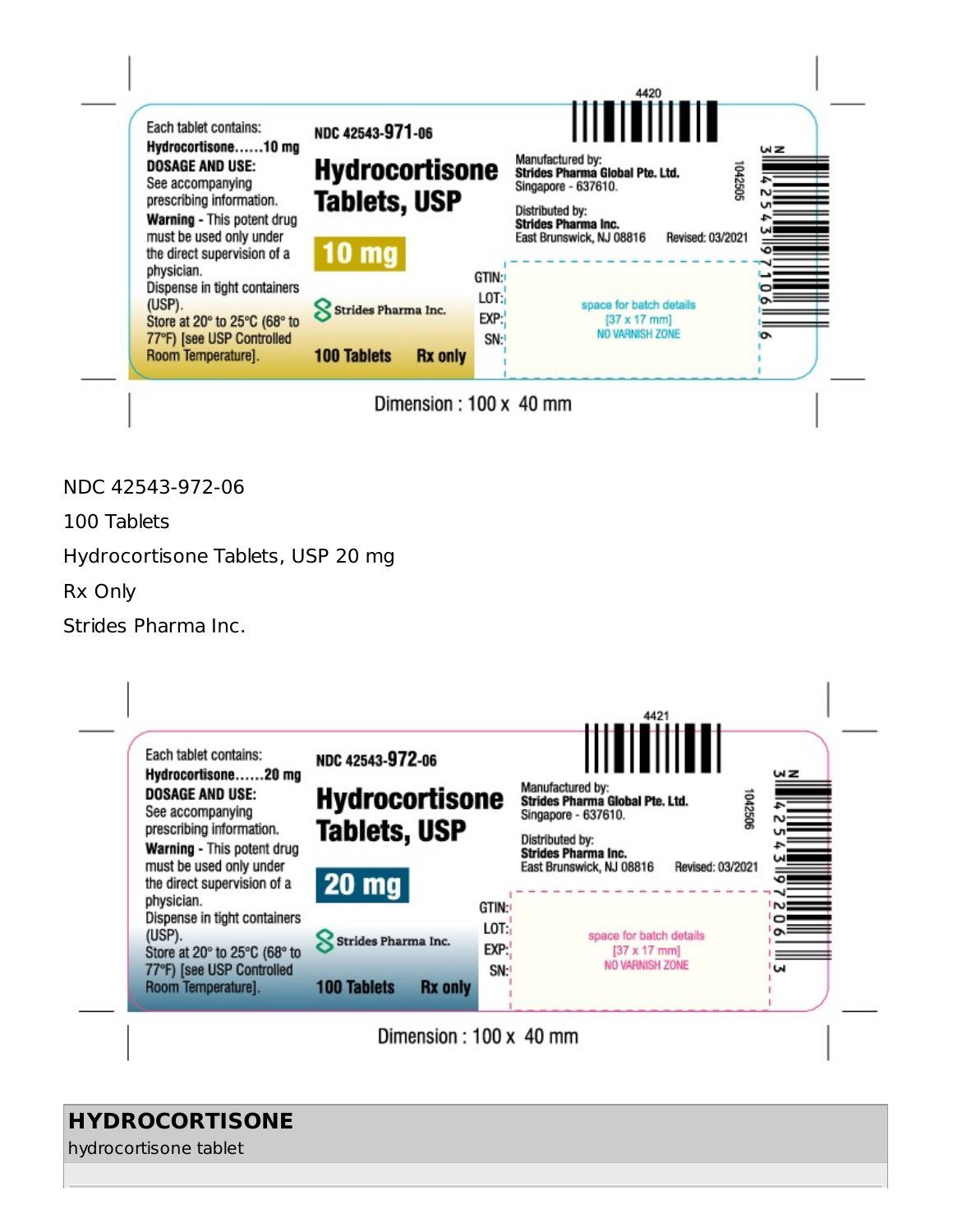Each tablet contains:
**Hydrocortisone……10 mg**
**DOSAGE AND USE:**
See accompanying prescribing information.
**Warning** - This potent drug must be used only under the direct supervision of a physician.
Dispense in tight containers (USP).
Store at 20° to 25°C (68° to 77°F) [see USP Controlled Room Temperature].

NDC 42543-971-06

**Hydrocortisone Tablets, USP**

**10 mg**

Strides Pharma Inc.

**100 Tablets** **Rx only**

4420

Manufactured by:
**Strides Pharma Global Pte. Ltd.**
Singapore - 637610.

Distributed by:
**Strides Pharma Inc.**
East Brunswick, NJ 08816 Revised: 03/2021

1042505

GTIN:
LOT:
EXP:
SN:

space for batch details
[37 x 17 mm]
NO VARNISH ZONE

N 3 42543 97106 6

Dimension : 100 x 40 mm

NDC 42543-972-06

100 Tablets

Hydrocortisone Tablets, USP 20 mg

Rx Only

Strides Pharma Inc.

Each tablet contains:
**Hydrocortisone……20 mg**
**DOSAGE AND USE:**
See accompanying prescribing information.
**Warning** - This potent drug must be used only under the direct supervision of a physician.
Dispense in tight containers (USP).
Store at 20° to 25°C (68° to 77°F) [see USP Controlled Room Temperature].

NDC 42543-972-06

**Hydrocortisone Tablets, USP**

**20 mg**

Strides Pharma Inc.

**100 Tablets** **Rx only**

4421

Manufactured by:
**Strides Pharma Global Pte. Ltd.**
Singapore - 637610.

Distributed by:
**Strides Pharma Inc.**
East Brunswick, NJ 08816 Revised: 03/2021

1042506

GTIN:
LOT:
EXP:
SN:

space for batch details
[37 x 17 mm]
NO VARNISH ZONE

N 3 42543 97206 3

Dimension : 100 x 40 mm

**HYDROCORTISONE**
hydrocortisone tablet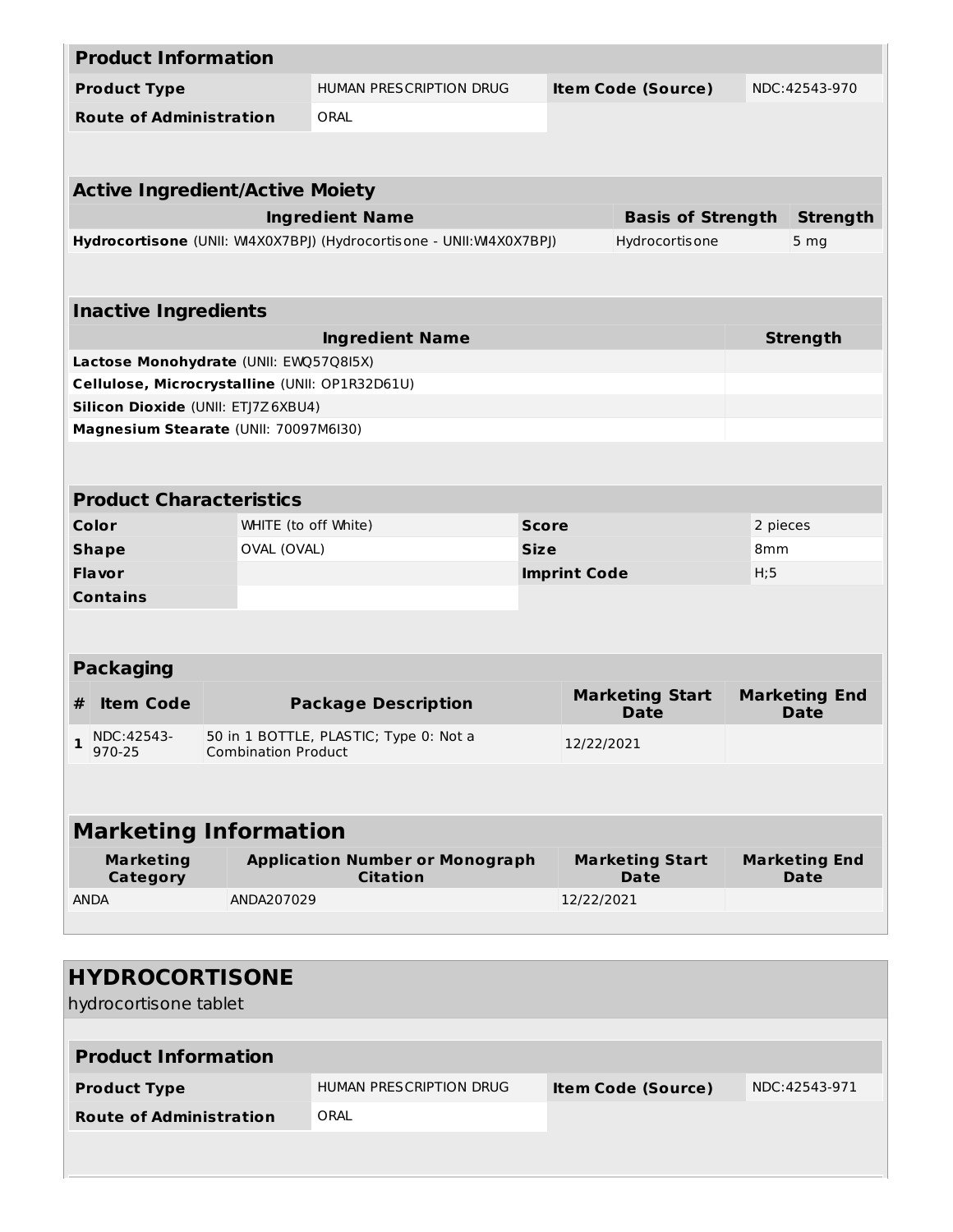| **Product Information** | | | |
|---|---|---|---|
| **Product Type** | HUMAN PRESCRIPTION DRUG | **Item Code (Source)** | NDC:42543-970 |
| **Route of Administration** | ORAL | | |

| **Active Ingredient/Active Moiety** | | |
|---|---|---|
| **Ingredient Name** | **Basis of Strength** | **Strength** |
| **Hydrocortisone** (UNII: WI4X0X7BPJ) (Hydrocortisone - UNII:WI4X0X7BPJ) | Hydrocortisone | 5 mg |

| **Inactive Ingredients** | |
|---|---|
| **Ingredient Name** | **Strength** |
| **Lactose Monohydrate** (UNII: EWQ57Q8I5X) | |
| **Cellulose, Microcrystalline** (UNII: OP1R32D61U) | |
| **Silicon Dioxide** (UNII: ETJ7Z6XBU4) | |
| **Magnesium Stearate** (UNII: 70097M6I30) | |

| **Product Characteristics** | | | |
|---|---|---|---|
| **Color** | WHITE (to off White) | **Score** | 2 pieces |
| **Shape** | OVAL (OVAL) | **Size** | 8mm |
| **Flavor** | | **Imprint Code** | H;5 |
| **Contains** | | | |

| **Packaging** | | | | |
|---|---|---|---|---|
| **#** | **Item Code** | **Package Description** | **Marketing Start Date** | **Marketing End Date** |
| **1** | NDC:42543-970-25 | 50 in 1 BOTTLE, PLASTIC; Type 0: Not a Combination Product | 12/22/2021 | |

| **Marketing Information** | | | |
|---|---|---|---|
| **Marketing Category** | **Application Number or Monograph Citation** | **Marketing Start Date** | **Marketing End Date** |
| ANDA | ANDA207029 | 12/22/2021 | |

## HYDROCORTISONE

hydrocortisone tablet

| **Product Information** | | | |
|---|---|---|---|
| **Product Type** | HUMAN PRESCRIPTION DRUG | **Item Code (Source)** | NDC:42543-971 |
| **Route of Administration** | ORAL | | |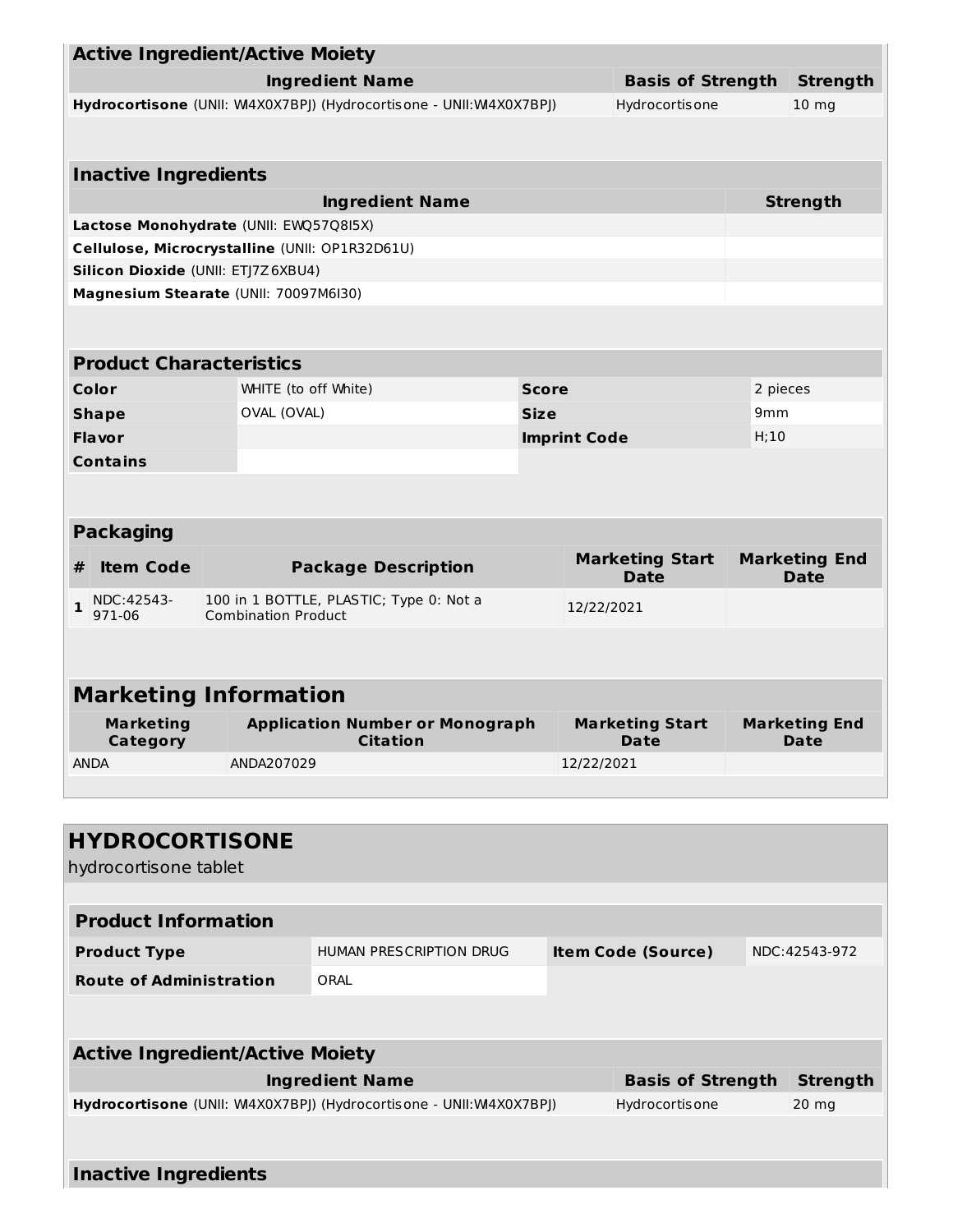| Active Ingredient/Active Moiety | | |
|---|---|---|
| **Ingredient Name** | **Basis of Strength** | **Strength** |
| **Hydrocortisone** (UNII: WI4X0X7BPJ) (Hydrocortisone - UNII:WI4X0X7BPJ) | Hydrocortisone | 10 mg |

| Inactive Ingredients | |
|---|---|
| **Ingredient Name** | **Strength** |
| **Lactose Monohydrate** (UNII: EWQ57Q8I5X) | |
| **Cellulose, Microcrystalline** (UNII: OP1R32D61U) | |
| **Silicon Dioxide** (UNII: ETJ7Z6XBU4) | |
| **Magnesium Stearate** (UNII: 70097M6I30) | |

| Product Characteristics | | | |
|---|---|---|---|
| **Color** | WHITE (to off White) | **Score** | 2 pieces |
| **Shape** | OVAL (OVAL) | **Size** | 9mm |
| **Flavor** | | **Imprint Code** | H;10 |
| **Contains** | | | |

| Packaging | | | | |
|---|---|---|---|---|
| **#** | **Item Code** | **Package Description** | **Marketing Start Date** | **Marketing End Date** |
| **1** | NDC:42543-971-06 | 100 in 1 BOTTLE, PLASTIC; Type 0: Not a Combination Product | 12/22/2021 | |

| Marketing Information | | | |
|---|---|---|---|
| **Marketing Category** | **Application Number or Monograph Citation** | **Marketing Start Date** | **Marketing End Date** |
| ANDA | ANDA207029 | 12/22/2021 | |

# HYDROCORTISONE

hydrocortisone tablet

| Product Information | | | |
|---|---|---|---|
| **Product Type** | HUMAN PRESCRIPTION DRUG | **Item Code (Source)** | NDC:42543-972 |
| **Route of Administration** | ORAL | | |

| Active Ingredient/Active Moiety | | |
|---|---|---|
| **Ingredient Name** | **Basis of Strength** | **Strength** |
| **Hydrocortisone** (UNII: WI4X0X7BPJ) (Hydrocortisone - UNII:WI4X0X7BPJ) | Hydrocortisone | 20 mg |

**Inactive Ingredients**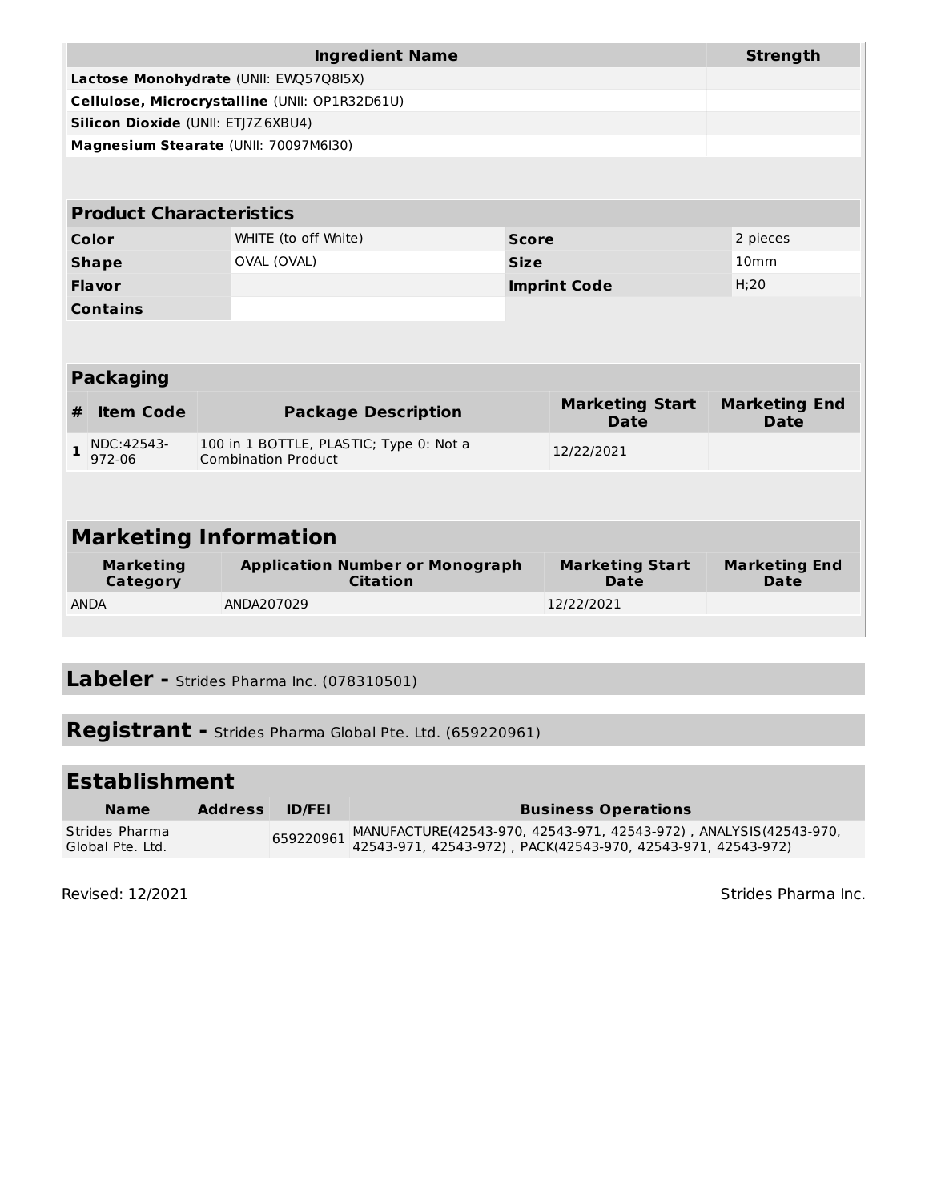| Ingredient Name | Strength |
|---|---|
| **Lactose Monohydrate** (UNII: EWQ57Q8I5X) | |
| **Cellulose, Microcrystalline** (UNII: OP1R32D61U) | |
| **Silicon Dioxide** (UNII: ETJ7Z6XBU4) | |
| **Magnesium Stearate** (UNII: 70097M6I30) | |

| Product Characteristics | | | |
|---|---|---|---|
| **Color** | WHITE (to off White) | **Score** | 2 pieces |
| **Shape** | OVAL (OVAL) | **Size** | 10mm |
| **Flavor** | | **Imprint Code** | H;20 |
| **Contains** | | | |

**Packaging**

| # | Item Code | Package Description | Marketing Start Date | Marketing End Date |
|---|---|---|---|---|
| 1 | NDC:42543-972-06 | 100 in 1 BOTTLE, PLASTIC; Type 0: Not a Combination Product | 12/22/2021 | |

**Marketing Information**

| Marketing Category | Application Number or Monograph Citation | Marketing Start Date | Marketing End Date |
|---|---|---|---|
| ANDA | ANDA207029 | 12/22/2021 | |

## Labeler - Strides Pharma Inc. (078310501)

## Registrant - Strides Pharma Global Pte. Ltd. (659220961)

## Establishment

| Name | Address | ID/FEI | Business Operations |
|---|---|---|---|
| Strides Pharma Global Pte. Ltd. | | 659220961 | MANUFACTURE(42543-970, 42543-971, 42543-972) , ANALYSIS(42543-970, 42543-971, 42543-972) , PACK(42543-970, 42543-971, 42543-972) |

Revised: 12/2021

Strides Pharma Inc.